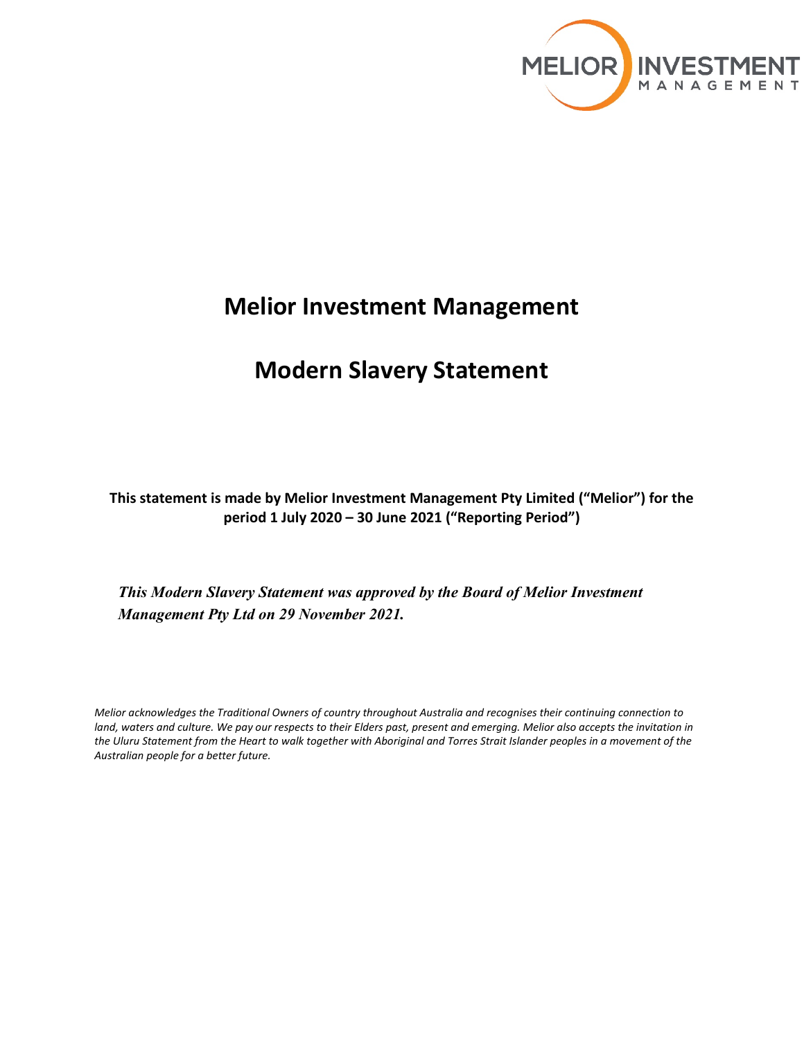# Melior Investment Management

# Modern Slavery Statement

**This statement is made by Melior Investment Management Pty Limited ("Melior") for the period 1 July 2020 – 30 June 2021 ("Reporting Period")**

***This Modern Slavery Statement was approved by the Board of Melior Investment Management Pty Ltd on 29 November 2021.***

*Melior acknowledges the Traditional Owners of country throughout Australia and recognises their continuing connection to land, waters and culture. We pay our respects to their Elders past, present and emerging. Melior also accepts the invitation in the Uluru Statement from the Heart to walk together with Aboriginal and Torres Strait Islander peoples in a movement of the Australian people for a better future.*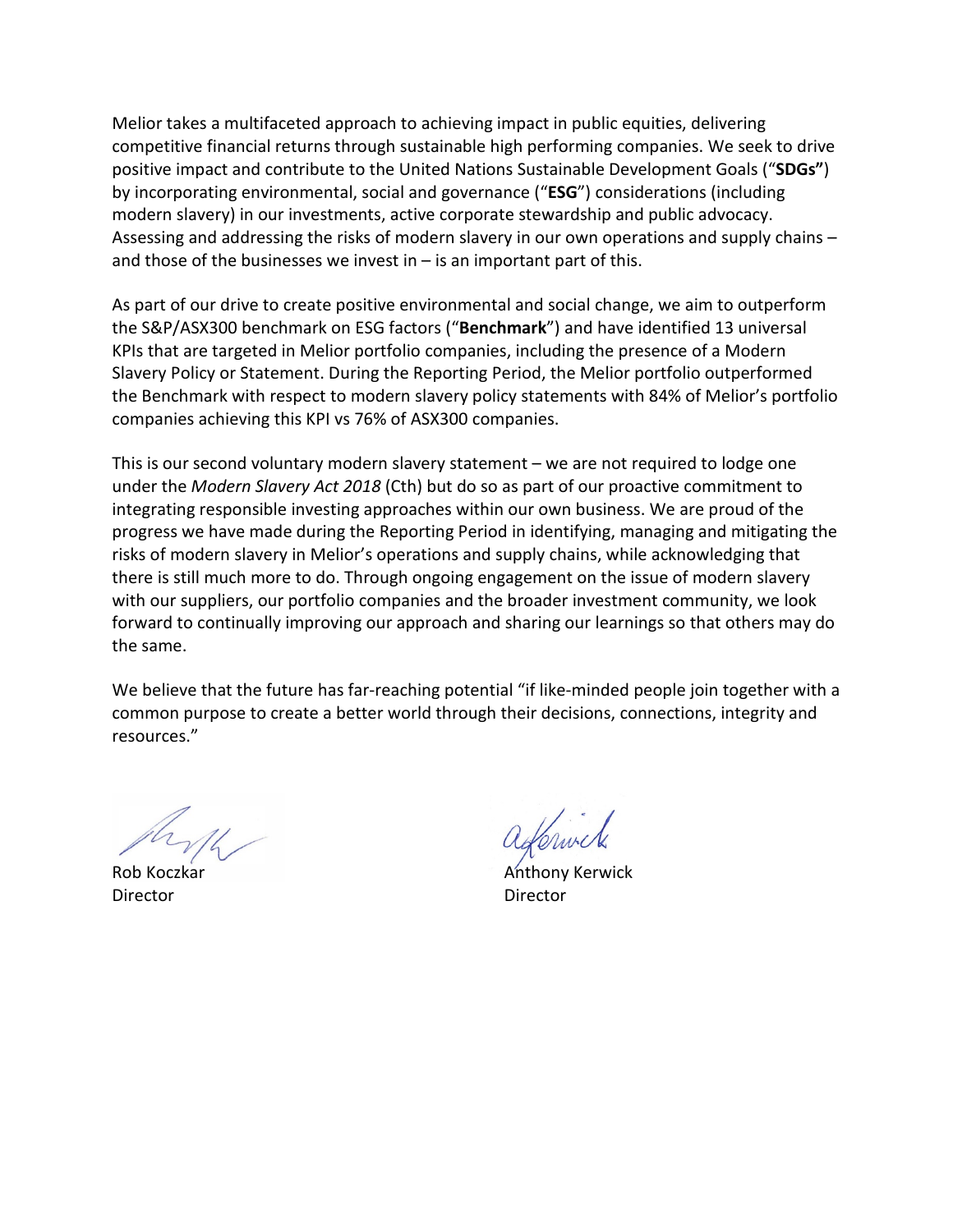Melior takes a multifaceted approach to achieving impact in public equities, delivering competitive financial returns through sustainable high performing companies. We seek to drive positive impact and contribute to the United Nations Sustainable Development Goals ("**SDGs"**) by incorporating environmental, social and governance ("**ESG**") considerations (including modern slavery) in our investments, active corporate stewardship and public advocacy. Assessing and addressing the risks of modern slavery in our own operations and supply chains – and those of the businesses we invest in – is an important part of this.

As part of our drive to create positive environmental and social change, we aim to outperform the S&P/ASX300 benchmark on ESG factors ("**Benchmark**") and have identified 13 universal KPIs that are targeted in Melior portfolio companies, including the presence of a Modern Slavery Policy or Statement. During the Reporting Period, the Melior portfolio outperformed the Benchmark with respect to modern slavery policy statements with 84% of Melior's portfolio companies achieving this KPI vs 76% of ASX300 companies.

This is our second voluntary modern slavery statement – we are not required to lodge one under the *Modern Slavery Act 2018* (Cth) but do so as part of our proactive commitment to integrating responsible investing approaches within our own business. We are proud of the progress we have made during the Reporting Period in identifying, managing and mitigating the risks of modern slavery in Melior's operations and supply chains, while acknowledging that there is still much more to do. Through ongoing engagement on the issue of modern slavery with our suppliers, our portfolio companies and the broader investment community, we look forward to continually improving our approach and sharing our learnings so that others may do the same.

We believe that the future has far-reaching potential "if like-minded people join together with a common purpose to create a better world through their decisions, connections, integrity and resources."

Rob Koczkar
Director

Anthony Kerwick
Director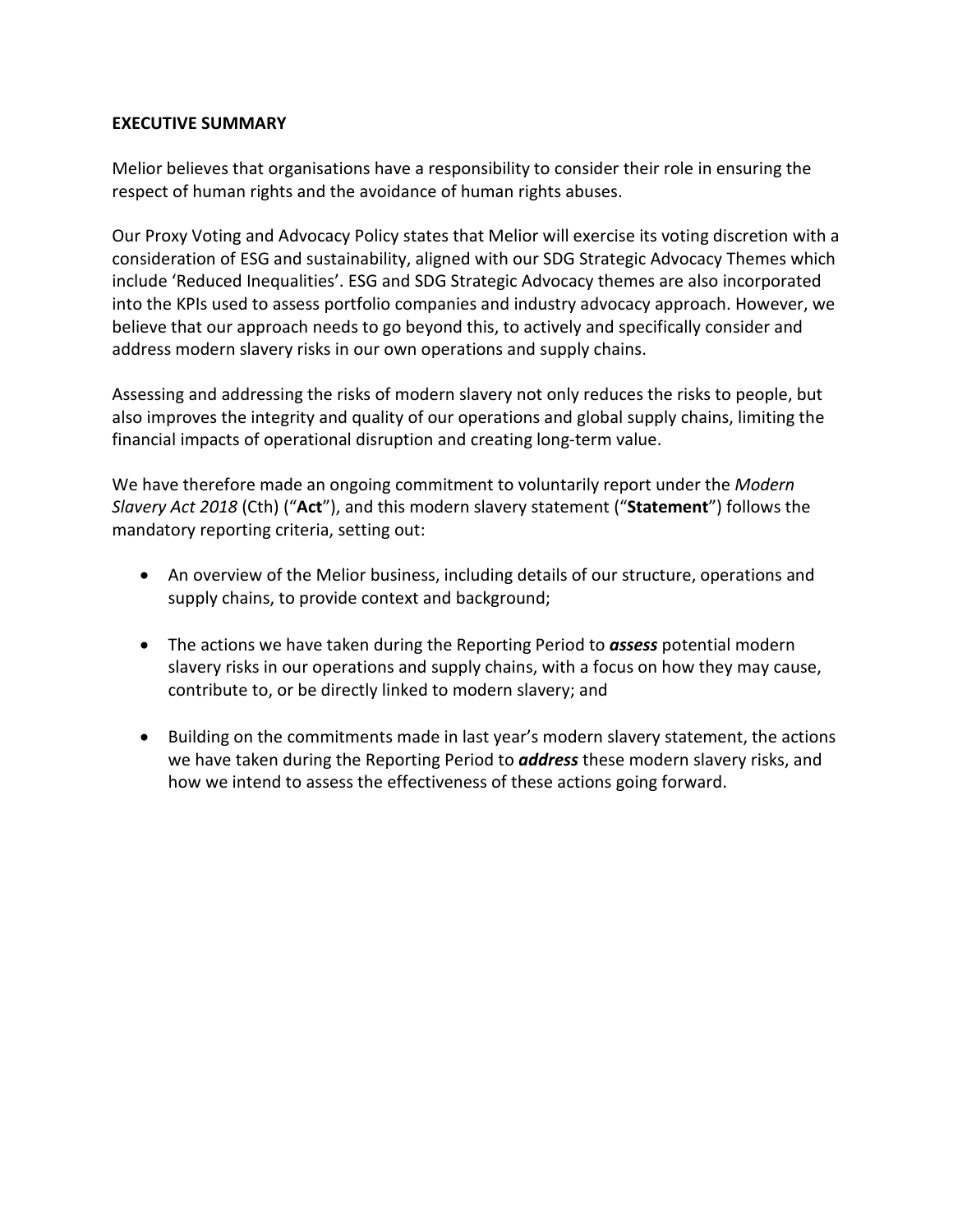## EXECUTIVE SUMMARY

Melior believes that organisations have a responsibility to consider their role in ensuring the respect of human rights and the avoidance of human rights abuses.

Our Proxy Voting and Advocacy Policy states that Melior will exercise its voting discretion with a consideration of ESG and sustainability, aligned with our SDG Strategic Advocacy Themes which include 'Reduced Inequalities'. ESG and SDG Strategic Advocacy themes are also incorporated into the KPIs used to assess portfolio companies and industry advocacy approach. However, we believe that our approach needs to go beyond this, to actively and specifically consider and address modern slavery risks in our own operations and supply chains.

Assessing and addressing the risks of modern slavery not only reduces the risks to people, but also improves the integrity and quality of our operations and global supply chains, limiting the financial impacts of operational disruption and creating long-term value.

We have therefore made an ongoing commitment to voluntarily report under the *Modern Slavery Act 2018* (Cth) ("**Act**"), and this modern slavery statement ("**Statement**") follows the mandatory reporting criteria, setting out:

- An overview of the Melior business, including details of our structure, operations and supply chains, to provide context and background;
- The actions we have taken during the Reporting Period to ***assess*** potential modern slavery risks in our operations and supply chains, with a focus on how they may cause, contribute to, or be directly linked to modern slavery; and
- Building on the commitments made in last year's modern slavery statement, the actions we have taken during the Reporting Period to ***address*** these modern slavery risks, and how we intend to assess the effectiveness of these actions going forward.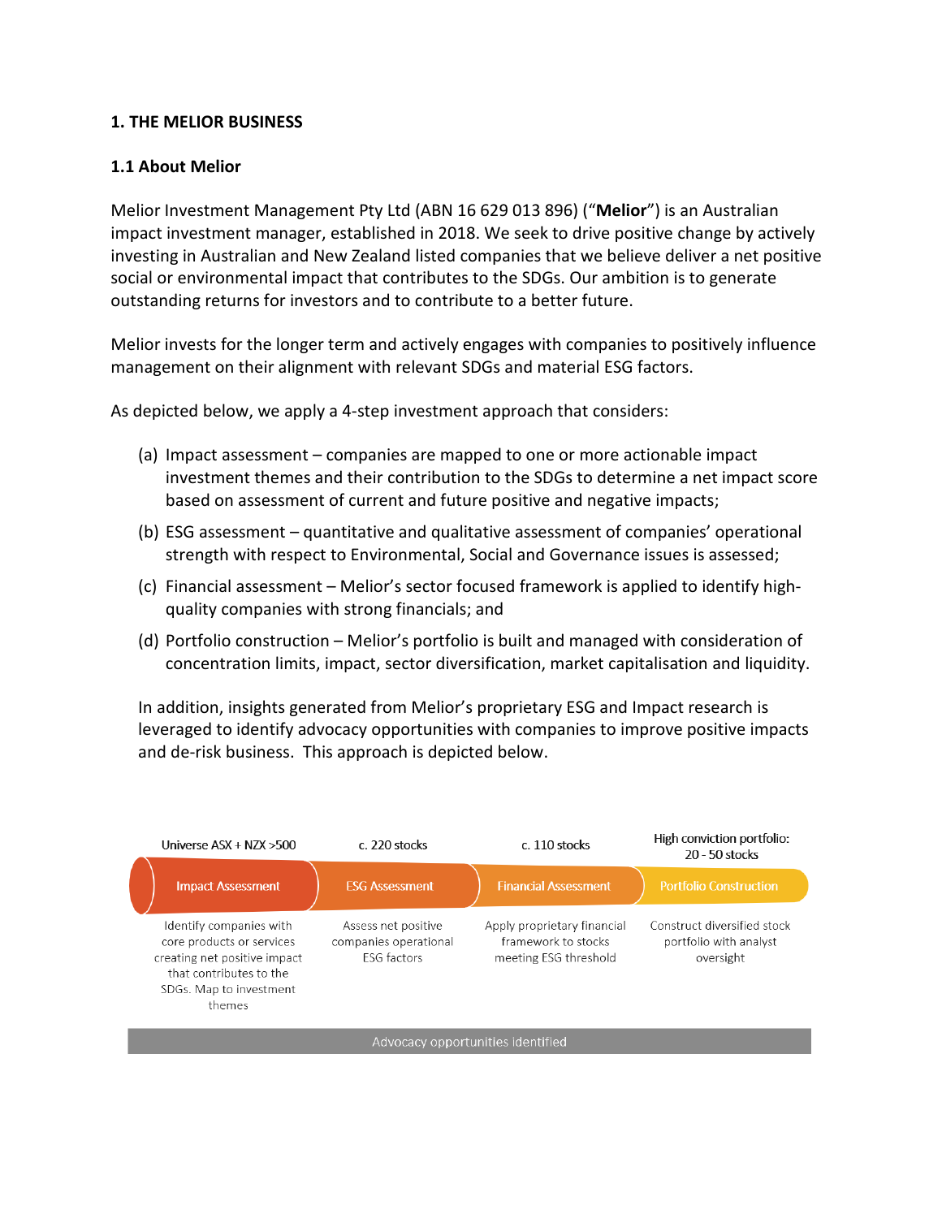## 1. THE MELIOR BUSINESS

### 1.1 About Melior

Melior Investment Management Pty Ltd (ABN 16 629 013 896) ("**Melior**") is an Australian impact investment manager, established in 2018. We seek to drive positive change by actively investing in Australian and New Zealand listed companies that we believe deliver a net positive social or environmental impact that contributes to the SDGs. Our ambition is to generate outstanding returns for investors and to contribute to a better future.

Melior invests for the longer term and actively engages with companies to positively influence management on their alignment with relevant SDGs and material ESG factors.

As depicted below, we apply a 4-step investment approach that considers:

(a) Impact assessment – companies are mapped to one or more actionable impact investment themes and their contribution to the SDGs to determine a net impact score based on assessment of current and future positive and negative impacts;

(b) ESG assessment – quantitative and qualitative assessment of companies' operational strength with respect to Environmental, Social and Governance issues is assessed;

(c) Financial assessment – Melior's sector focused framework is applied to identify high-quality companies with strong financials; and

(d) Portfolio construction – Melior's portfolio is built and managed with consideration of concentration limits, impact, sector diversification, market capitalisation and liquidity.

In addition, insights generated from Melior's proprietary ESG and Impact research is leveraged to identify advocacy opportunities with companies to improve positive impacts and de-risk business. This approach is depicted below.

| Universe ASX + NZX >500 | c. 220 stocks | c. 110 stocks | High conviction portfolio: 20 - 50 stocks |
|---|---|---|---|
| **Impact Assessment** | **ESG Assessment** | **Financial Assessment** | **Portfolio Construction** |
| Identify companies with core products or services creating net positive impact that contributes to the SDGs. Map to investment themes | Assess net positive companies operational ESG factors | Apply proprietary financial framework to stocks meeting ESG threshold | Construct diversified stock portfolio with analyst oversight |

Advocacy opportunities identified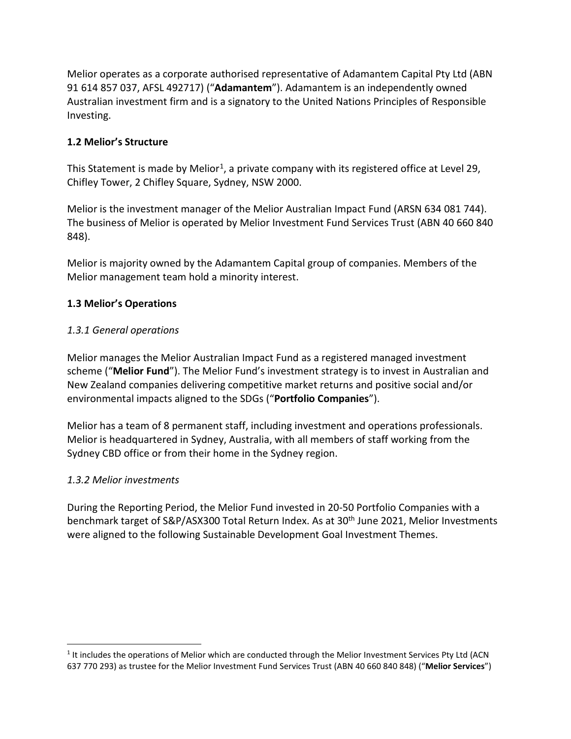Melior operates as a corporate authorised representative of Adamantem Capital Pty Ltd (ABN 91 614 857 037, AFSL 492717) ("**Adamantem**"). Adamantem is an independently owned Australian investment firm and is a signatory to the United Nations Principles of Responsible Investing.

### 1.2 Melior's Structure

This Statement is made by Melior[1], a private company with its registered office at Level 29, Chifley Tower, 2 Chifley Square, Sydney, NSW 2000.

Melior is the investment manager of the Melior Australian Impact Fund (ARSN 634 081 744). The business of Melior is operated by Melior Investment Fund Services Trust (ABN 40 660 840 848).

Melior is majority owned by the Adamantem Capital group of companies. Members of the Melior management team hold a minority interest.

### 1.3 Melior's Operations

#### *1.3.1 General operations*

Melior manages the Melior Australian Impact Fund as a registered managed investment scheme ("**Melior Fund**"). The Melior Fund's investment strategy is to invest in Australian and New Zealand companies delivering competitive market returns and positive social and/or environmental impacts aligned to the SDGs ("**Portfolio Companies**").

Melior has a team of 8 permanent staff, including investment and operations professionals. Melior is headquartered in Sydney, Australia, with all members of staff working from the Sydney CBD office or from their home in the Sydney region.

#### *1.3.2 Melior investments*

During the Reporting Period, the Melior Fund invested in 20-50 Portfolio Companies with a benchmark target of S&P/ASX300 Total Return Index. As at 30th June 2021, Melior Investments were aligned to the following Sustainable Development Goal Investment Themes.

---

[1] It includes the operations of Melior which are conducted through the Melior Investment Services Pty Ltd (ACN 637 770 293) as trustee for the Melior Investment Fund Services Trust (ABN 40 660 840 848) ("**Melior Services**")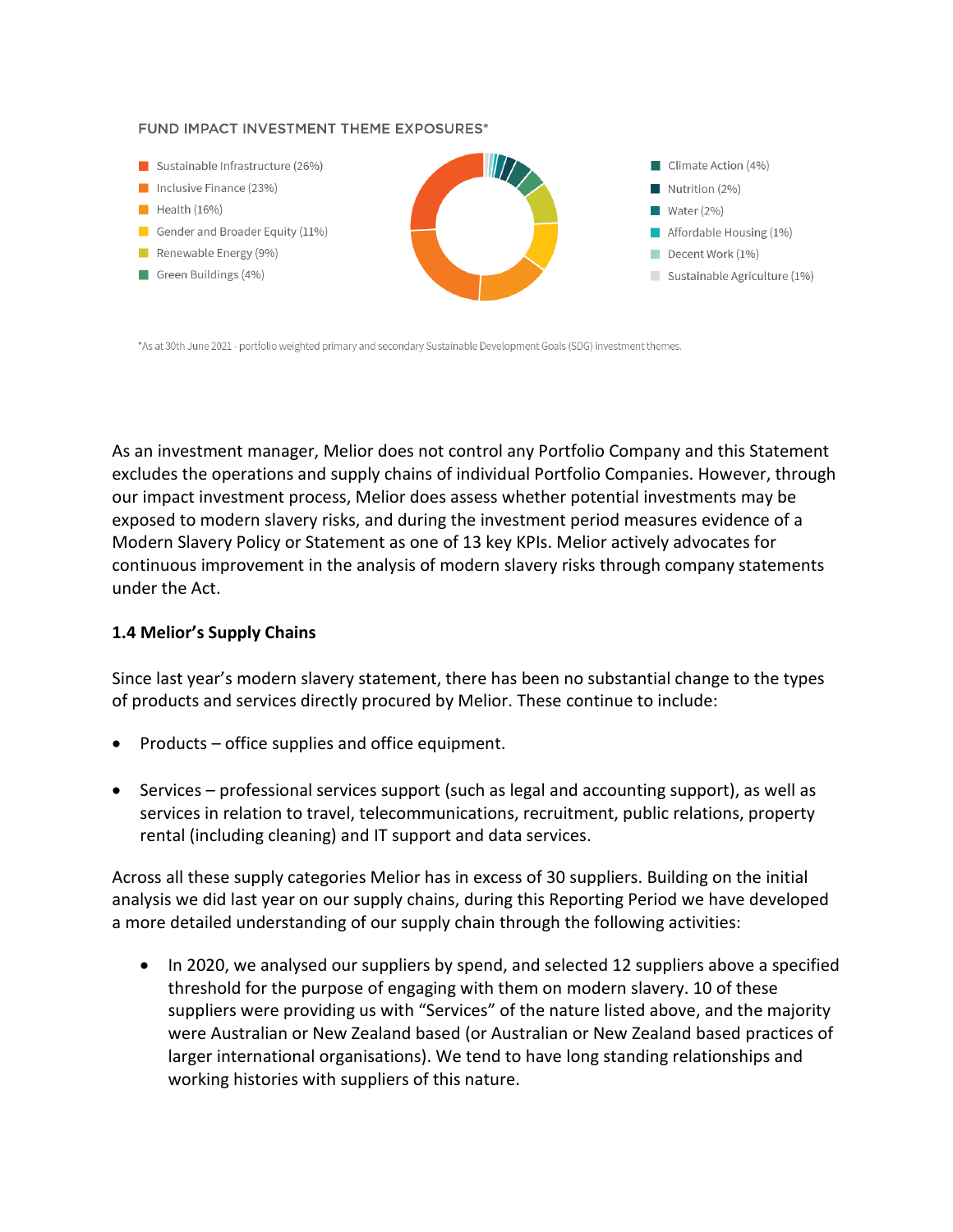FUND IMPACT INVESTMENT THEME EXPOSURES*

- Sustainable Infrastructure (26%)
- Inclusive Finance (23%)
- Health (16%)
- Gender and Broader Equity (11%)
- Renewable Energy (9%)
- Green Buildings (4%)
- Climate Action (4%)
- Nutrition (2%)
- Water (2%)
- Affordable Housing (1%)
- Decent Work (1%)
- Sustainable Agriculture (1%)

*As at 30th June 2021 - portfolio weighted primary and secondary Sustainable Development Goals (SDG) investment themes.

As an investment manager, Melior does not control any Portfolio Company and this Statement excludes the operations and supply chains of individual Portfolio Companies. However, through our impact investment process, Melior does assess whether potential investments may be exposed to modern slavery risks, and during the investment period measures evidence of a Modern Slavery Policy or Statement as one of 13 key KPIs. Melior actively advocates for continuous improvement in the analysis of modern slavery risks through company statements under the Act.

### 1.4 Melior's Supply Chains

Since last year's modern slavery statement, there has been no substantial change to the types of products and services directly procured by Melior. These continue to include:

- Products – office supplies and office equipment.
- Services – professional services support (such as legal and accounting support), as well as services in relation to travel, telecommunications, recruitment, public relations, property rental (including cleaning) and IT support and data services.

Across all these supply categories Melior has in excess of 30 suppliers. Building on the initial analysis we did last year on our supply chains, during this Reporting Period we have developed a more detailed understanding of our supply chain through the following activities:

- In 2020, we analysed our suppliers by spend, and selected 12 suppliers above a specified threshold for the purpose of engaging with them on modern slavery. 10 of these suppliers were providing us with "Services" of the nature listed above, and the majority were Australian or New Zealand based (or Australian or New Zealand based practices of larger international organisations). We tend to have long standing relationships and working histories with suppliers of this nature.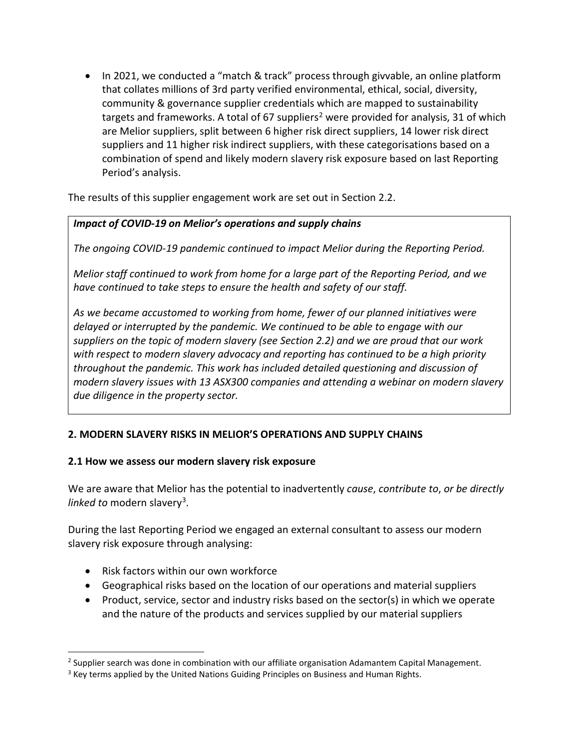- In 2021, we conducted a "match & track" process through givvable, an online platform that collates millions of 3rd party verified environmental, ethical, social, diversity, community & governance supplier credentials which are mapped to sustainability targets and frameworks. A total of 67 suppliers[2] were provided for analysis, 31 of which are Melior suppliers, split between 6 higher risk direct suppliers, 14 lower risk direct suppliers and 11 higher risk indirect suppliers, with these categorisations based on a combination of spend and likely modern slavery risk exposure based on last Reporting Period's analysis.

The results of this supplier engagement work are set out in Section 2.2.

> ***Impact of COVID-19 on Melior's operations and supply chains***
>
> *The ongoing COVID-19 pandemic continued to impact Melior during the Reporting Period.*
>
> *Melior staff continued to work from home for a large part of the Reporting Period, and we have continued to take steps to ensure the health and safety of our staff.*
>
> *As we became accustomed to working from home, fewer of our planned initiatives were delayed or interrupted by the pandemic. We continued to be able to engage with our suppliers on the topic of modern slavery (see Section 2.2) and we are proud that our work with respect to modern slavery advocacy and reporting has continued to be a high priority throughout the pandemic. This work has included detailed questioning and discussion of modern slavery issues with 13 ASX300 companies and attending a webinar on modern slavery due diligence in the property sector.*

## 2. MODERN SLAVERY RISKS IN MELIOR'S OPERATIONS AND SUPPLY CHAINS

### 2.1 How we assess our modern slavery risk exposure

We are aware that Melior has the potential to inadvertently *cause*, *contribute to*, *or be directly linked to* modern slavery[3].

During the last Reporting Period we engaged an external consultant to assess our modern slavery risk exposure through analysing:

- Risk factors within our own workforce
- Geographical risks based on the location of our operations and material suppliers
- Product, service, sector and industry risks based on the sector(s) in which we operate and the nature of the products and services supplied by our material suppliers

---

[2] Supplier search was done in combination with our affiliate organisation Adamantem Capital Management.

[3] Key terms applied by the United Nations Guiding Principles on Business and Human Rights.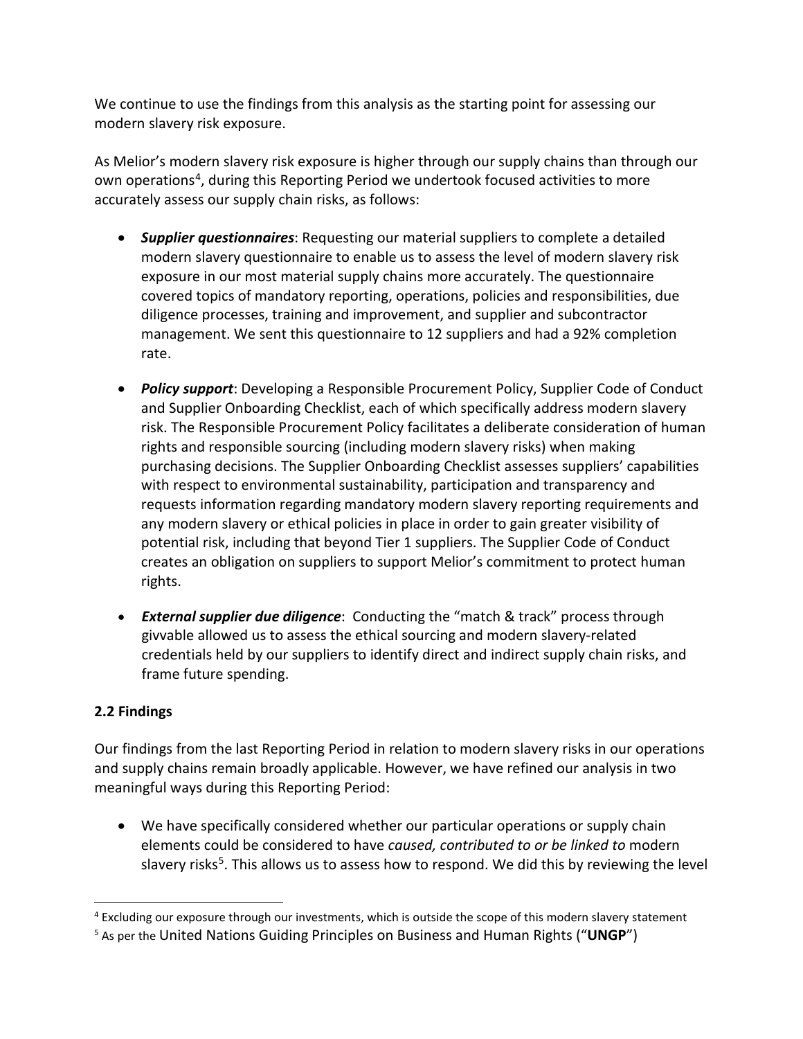We continue to use the findings from this analysis as the starting point for assessing our modern slavery risk exposure.

As Melior's modern slavery risk exposure is higher through our supply chains than through our own operations[4], during this Reporting Period we undertook focused activities to more accurately assess our supply chain risks, as follows:

- ***Supplier questionnaires***: Requesting our material suppliers to complete a detailed modern slavery questionnaire to enable us to assess the level of modern slavery risk exposure in our most material supply chains more accurately. The questionnaire covered topics of mandatory reporting, operations, policies and responsibilities, due diligence processes, training and improvement, and supplier and subcontractor management. We sent this questionnaire to 12 suppliers and had a 92% completion rate.
- ***Policy support***: Developing a Responsible Procurement Policy, Supplier Code of Conduct and Supplier Onboarding Checklist, each of which specifically address modern slavery risk. The Responsible Procurement Policy facilitates a deliberate consideration of human rights and responsible sourcing (including modern slavery risks) when making purchasing decisions. The Supplier Onboarding Checklist assesses suppliers' capabilities with respect to environmental sustainability, participation and transparency and requests information regarding mandatory modern slavery reporting requirements and any modern slavery or ethical policies in place in order to gain greater visibility of potential risk, including that beyond Tier 1 suppliers. The Supplier Code of Conduct creates an obligation on suppliers to support Melior's commitment to protect human rights.
- ***External supplier due diligence***: Conducting the "match & track" process through givvable allowed us to assess the ethical sourcing and modern slavery-related credentials held by our suppliers to identify direct and indirect supply chain risks, and frame future spending.

### 2.2 Findings

Our findings from the last Reporting Period in relation to modern slavery risks in our operations and supply chains remain broadly applicable. However, we have refined our analysis in two meaningful ways during this Reporting Period:

- We have specifically considered whether our particular operations or supply chain elements could be considered to have *caused, contributed to or be linked to* modern slavery risks[5]. This allows us to assess how to respond. We did this by reviewing the level

[4] Excluding our exposure through our investments, which is outside the scope of this modern slavery statement

[5] As per the United Nations Guiding Principles on Business and Human Rights ("**UNGP**")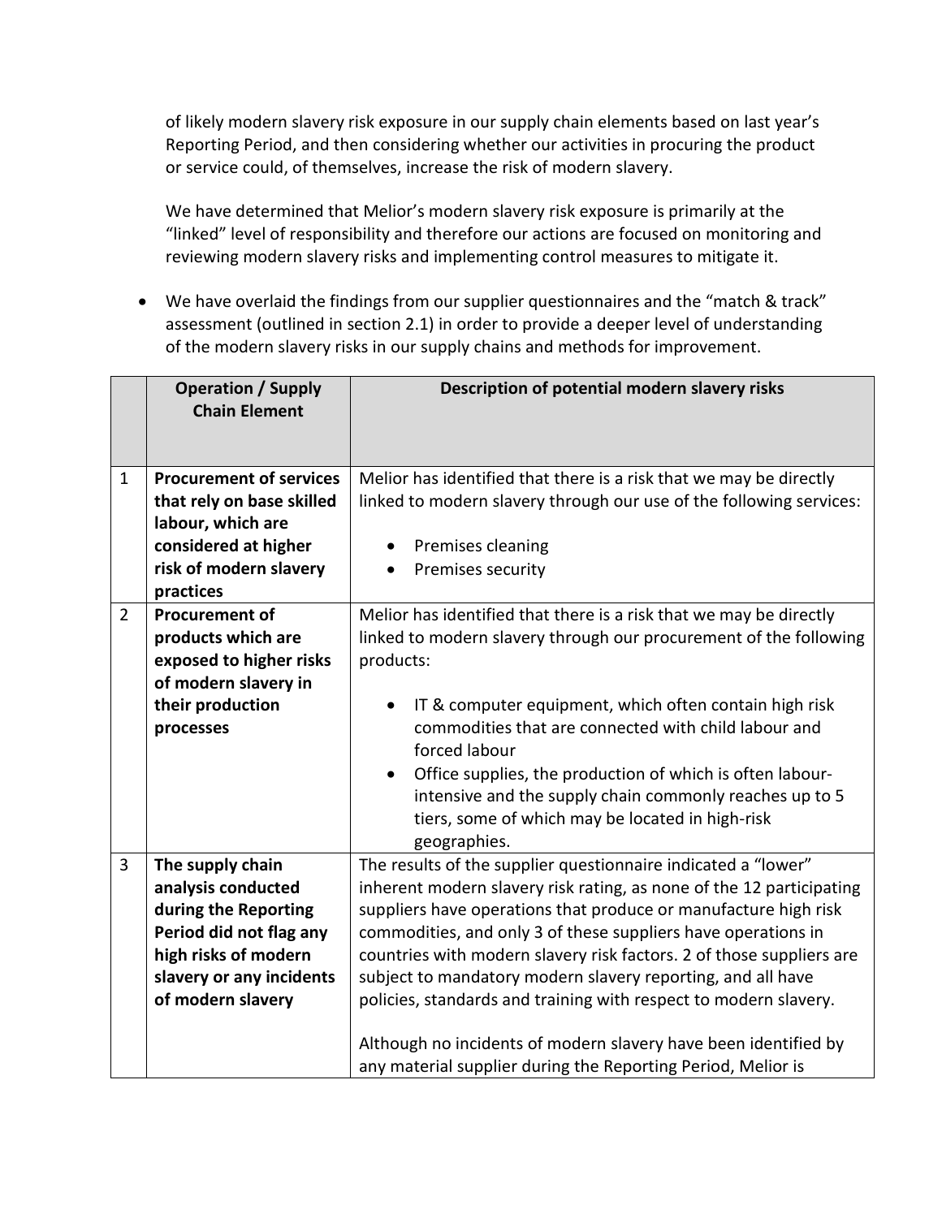of likely modern slavery risk exposure in our supply chain elements based on last year's Reporting Period, and then considering whether our activities in procuring the product or service could, of themselves, increase the risk of modern slavery.

We have determined that Melior's modern slavery risk exposure is primarily at the "linked" level of responsibility and therefore our actions are focused on monitoring and reviewing modern slavery risks and implementing control measures to mitigate it.

- We have overlaid the findings from our supplier questionnaires and the "match & track" assessment (outlined in section 2.1) in order to provide a deeper level of understanding of the modern slavery risks in our supply chains and methods for improvement.

| | **Operation / Supply Chain Element** | **Description of potential modern slavery risks** |
|---|---|---|
| 1 | **Procurement of services that rely on base skilled labour, which are considered at higher risk of modern slavery practices** | Melior has identified that there is a risk that we may be directly linked to modern slavery through our use of the following services:<br><br>• Premises cleaning<br>• Premises security |
| 2 | **Procurement of products which are exposed to higher risks of modern slavery in their production processes** | Melior has identified that there is a risk that we may be directly linked to modern slavery through our procurement of the following products:<br><br>• IT & computer equipment, which often contain high risk commodities that are connected with child labour and forced labour<br>• Office supplies, the production of which is often labour-intensive and the supply chain commonly reaches up to 5 tiers, some of which may be located in high-risk geographies. |
| 3 | **The supply chain analysis conducted during the Reporting Period did not flag any high risks of modern slavery or any incidents of modern slavery** | The results of the supplier questionnaire indicated a "lower" inherent modern slavery risk rating, as none of the 12 participating suppliers have operations that produce or manufacture high risk commodities, and only 3 of these suppliers have operations in countries with modern slavery risk factors. 2 of those suppliers are subject to mandatory modern slavery reporting, and all have policies, standards and training with respect to modern slavery.<br><br>Although no incidents of modern slavery have been identified by any material supplier during the Reporting Period, Melior is |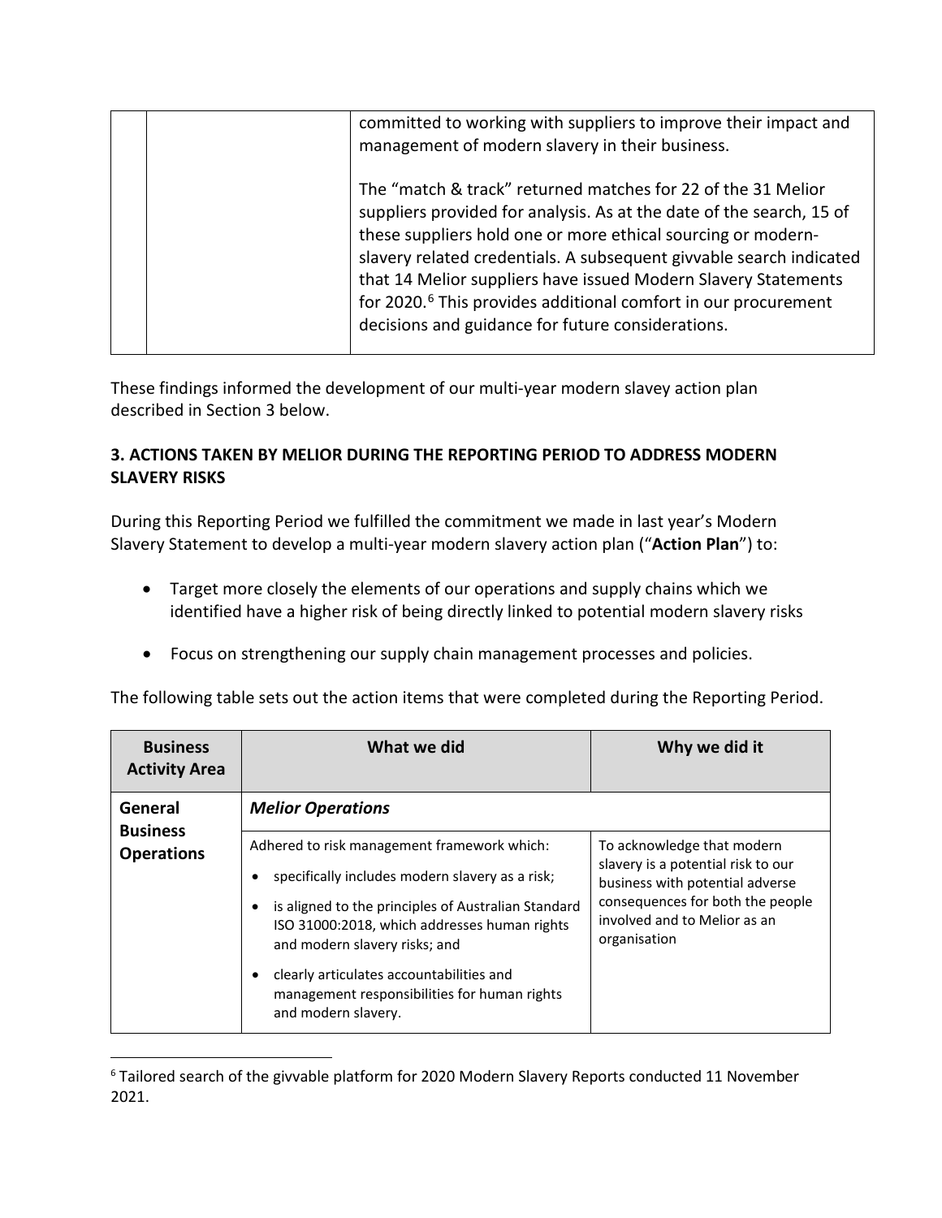| | | committed to working with suppliers to improve their impact and management of modern slavery in their business.<br><br>The "match & track" returned matches for 22 of the 31 Melior suppliers provided for analysis. As at the date of the search, 15 of these suppliers hold one or more ethical sourcing or modern-slavery related credentials. A subsequent givvable search indicated that 14 Melior suppliers have issued Modern Slavery Statements for 2020.[6] This provides additional comfort in our procurement decisions and guidance for future considerations. |
|---|---|---|

These findings informed the development of our multi-year modern slavey action plan described in Section 3 below.

## 3. ACTIONS TAKEN BY MELIOR DURING THE REPORTING PERIOD TO ADDRESS MODERN SLAVERY RISKS

During this Reporting Period we fulfilled the commitment we made in last year's Modern Slavery Statement to develop a multi-year modern slavery action plan ("**Action Plan**") to:

- Target more closely the elements of our operations and supply chains which we identified have a higher risk of being directly linked to potential modern slavery risks
- Focus on strengthening our supply chain management processes and policies.

The following table sets out the action items that were completed during the Reporting Period.

| Business Activity Area | What we did | Why we did it |
|---|---|---|
| **General Business Operations** | ***Melior Operations*** | |
| | Adhered to risk management framework which:<br>• specifically includes modern slavery as a risk;<br>• is aligned to the principles of Australian Standard ISO 31000:2018, which addresses human rights and modern slavery risks; and<br>• clearly articulates accountabilities and management responsibilities for human rights and modern slavery. | To acknowledge that modern slavery is a potential risk to our business with potential adverse consequences for both the people involved and to Melior as an organisation |

[6] Tailored search of the givvable platform for 2020 Modern Slavery Reports conducted 11 November 2021.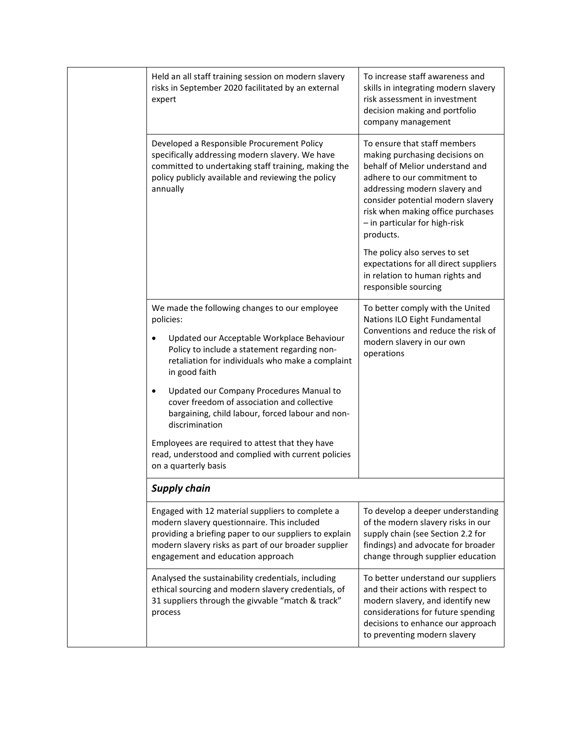| | | |
|---|---|---|
| | Held an all staff training session on modern slavery risks in September 2020 facilitated by an external expert | To increase staff awareness and skills in integrating modern slavery risk assessment in investment decision making and portfolio company management |
| | Developed a Responsible Procurement Policy specifically addressing modern slavery. We have committed to undertaking staff training, making the policy publicly available and reviewing the policy annually | To ensure that staff members making purchasing decisions on behalf of Melior understand and adhere to our commitment to addressing modern slavery and consider potential modern slavery risk when making office purchases – in particular for high-risk products.<br><br>The policy also serves to set expectations for all direct suppliers in relation to human rights and responsible sourcing |
| | We made the following changes to our employee policies:<br>• Updated our Acceptable Workplace Behaviour Policy to include a statement regarding non-retaliation for individuals who make a complaint in good faith<br>• Updated our Company Procedures Manual to cover freedom of association and collective bargaining, child labour, forced labour and non-discrimination<br><br>Employees are required to attest that they have read, understood and complied with current policies on a quarterly basis | To better comply with the United Nations ILO Eight Fundamental Conventions and reduce the risk of modern slavery in our own operations |
| | ***Supply chain*** | |
| | Engaged with 12 material suppliers to complete a modern slavery questionnaire. This included providing a briefing paper to our suppliers to explain modern slavery risks as part of our broader supplier engagement and education approach | To develop a deeper understanding of the modern slavery risks in our supply chain (see Section 2.2 for findings) and advocate for broader change through supplier education |
| | Analysed the sustainability credentials, including ethical sourcing and modern slavery credentials, of 31 suppliers through the givvable "match & track" process | To better understand our suppliers and their actions with respect to modern slavery, and identify new considerations for future spending decisions to enhance our approach to preventing modern slavery |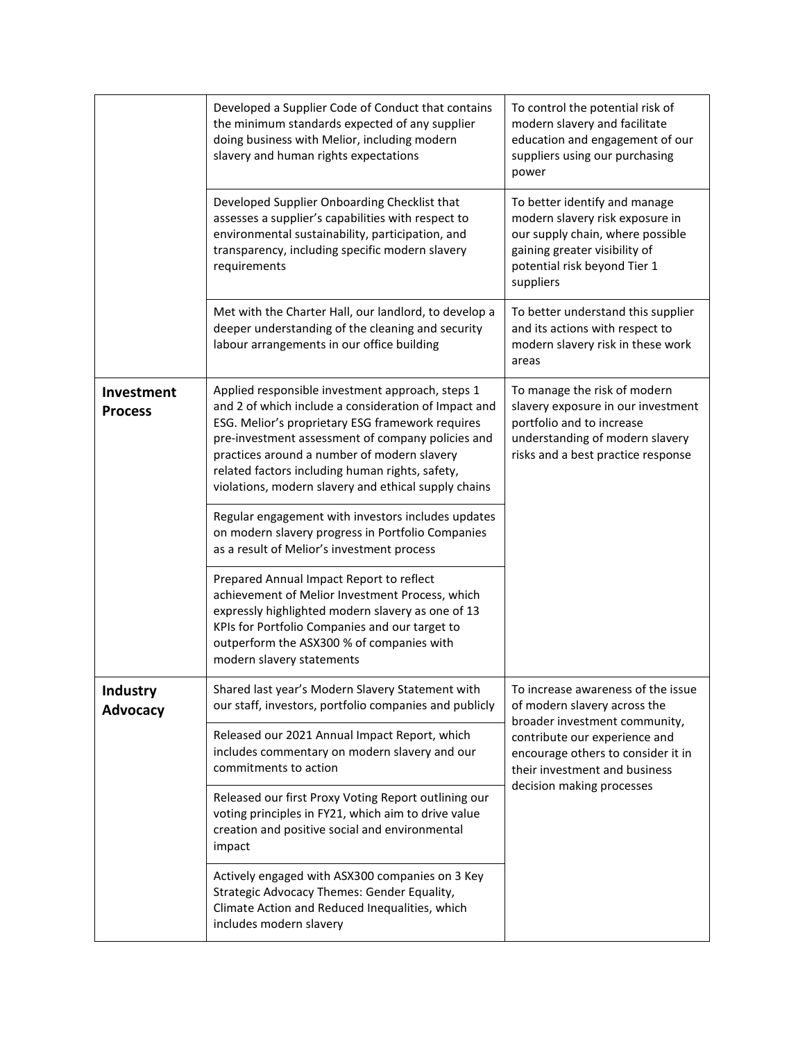| | | |
|---|---|---|
| | Developed a Supplier Code of Conduct that contains the minimum standards expected of any supplier doing business with Melior, including modern slavery and human rights expectations | To control the potential risk of modern slavery and facilitate education and engagement of our suppliers using our purchasing power |
| | Developed Supplier Onboarding Checklist that assesses a supplier's capabilities with respect to environmental sustainability, participation, and transparency, including specific modern slavery requirements | To better identify and manage modern slavery risk exposure in our supply chain, where possible gaining greater visibility of potential risk beyond Tier 1 suppliers |
| | Met with the Charter Hall, our landlord, to develop a deeper understanding of the cleaning and security labour arrangements in our office building | To better understand this supplier and its actions with respect to modern slavery risk in these work areas |
| **Investment Process** | Applied responsible investment approach, steps 1 and 2 of which include a consideration of Impact and ESG. Melior's proprietary ESG framework requires pre-investment assessment of company policies and practices around a number of modern slavery related factors including human rights, safety, violations, modern slavery and ethical supply chains | To manage the risk of modern slavery exposure in our investment portfolio and to increase understanding of modern slavery risks and a best practice response |
| | Regular engagement with investors includes updates on modern slavery progress in Portfolio Companies as a result of Melior's investment process | |
| | Prepared Annual Impact Report to reflect achievement of Melior Investment Process, which expressly highlighted modern slavery as one of 13 KPIs for Portfolio Companies and our target to outperform the ASX300 % of companies with modern slavery statements | |
| **Industry Advocacy** | Shared last year's Modern Slavery Statement with our staff, investors, portfolio companies and publicly | To increase awareness of the issue of modern slavery across the broader investment community, contribute our experience and encourage others to consider it in their investment and business decision making processes |
| | Released our 2021 Annual Impact Report, which includes commentary on modern slavery and our commitments to action | |
| | Released our first Proxy Voting Report outlining our voting principles in FY21, which aim to drive value creation and positive social and environmental impact | |
| | Actively engaged with ASX300 companies on 3 Key Strategic Advocacy Themes: Gender Equality, Climate Action and Reduced Inequalities, which includes modern slavery | |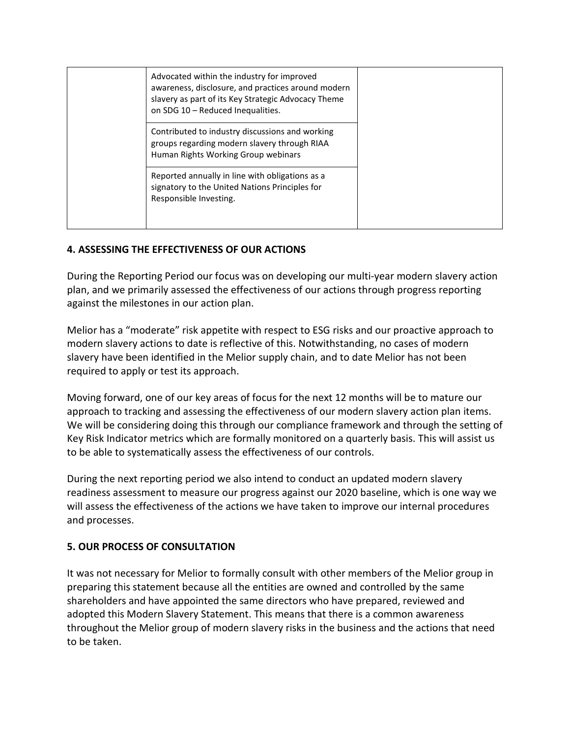| | | |
|---|---|---|
| | Advocated within the industry for improved awareness, disclosure, and practices around modern slavery as part of its Key Strategic Advocacy Theme on SDG 10 – Reduced Inequalities. | |
| | Contributed to industry discussions and working groups regarding modern slavery through RIAA Human Rights Working Group webinars | |
| | Reported annually in line with obligations as a signatory to the United Nations Principles for Responsible Investing. | |

## 4. ASSESSING THE EFFECTIVENESS OF OUR ACTIONS

During the Reporting Period our focus was on developing our multi-year modern slavery action plan, and we primarily assessed the effectiveness of our actions through progress reporting against the milestones in our action plan.

Melior has a "moderate" risk appetite with respect to ESG risks and our proactive approach to modern slavery actions to date is reflective of this. Notwithstanding, no cases of modern slavery have been identified in the Melior supply chain, and to date Melior has not been required to apply or test its approach.

Moving forward, one of our key areas of focus for the next 12 months will be to mature our approach to tracking and assessing the effectiveness of our modern slavery action plan items. We will be considering doing this through our compliance framework and through the setting of Key Risk Indicator metrics which are formally monitored on a quarterly basis. This will assist us to be able to systematically assess the effectiveness of our controls.

During the next reporting period we also intend to conduct an updated modern slavery readiness assessment to measure our progress against our 2020 baseline, which is one way we will assess the effectiveness of the actions we have taken to improve our internal procedures and processes.

## 5. OUR PROCESS OF CONSULTATION

It was not necessary for Melior to formally consult with other members of the Melior group in preparing this statement because all the entities are owned and controlled by the same shareholders and have appointed the same directors who have prepared, reviewed and adopted this Modern Slavery Statement. This means that there is a common awareness throughout the Melior group of modern slavery risks in the business and the actions that need to be taken.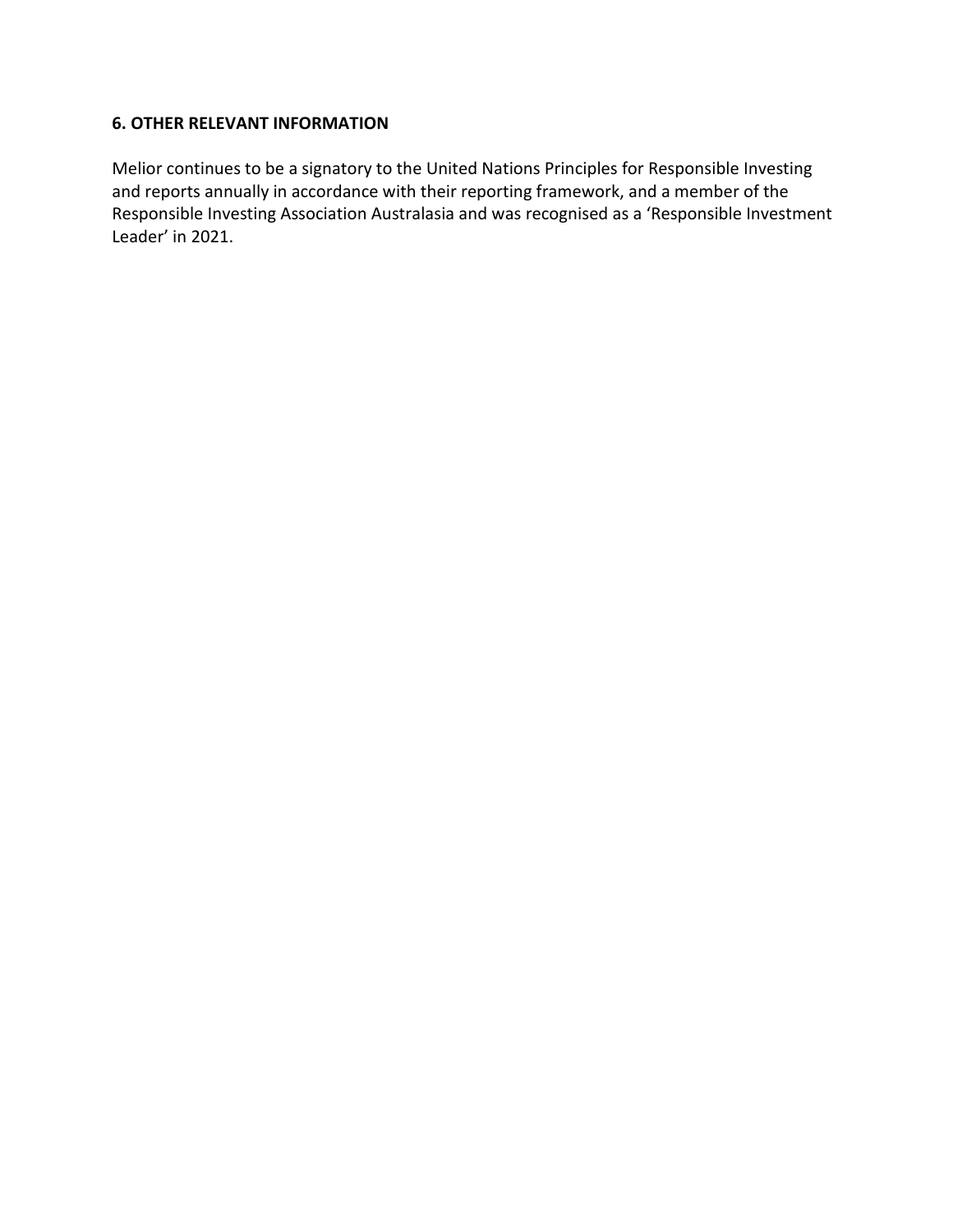**6. OTHER RELEVANT INFORMATION**

Melior continues to be a signatory to the United Nations Principles for Responsible Investing and reports annually in accordance with their reporting framework, and a member of the Responsible Investing Association Australasia and was recognised as a 'Responsible Investment Leader' in 2021.